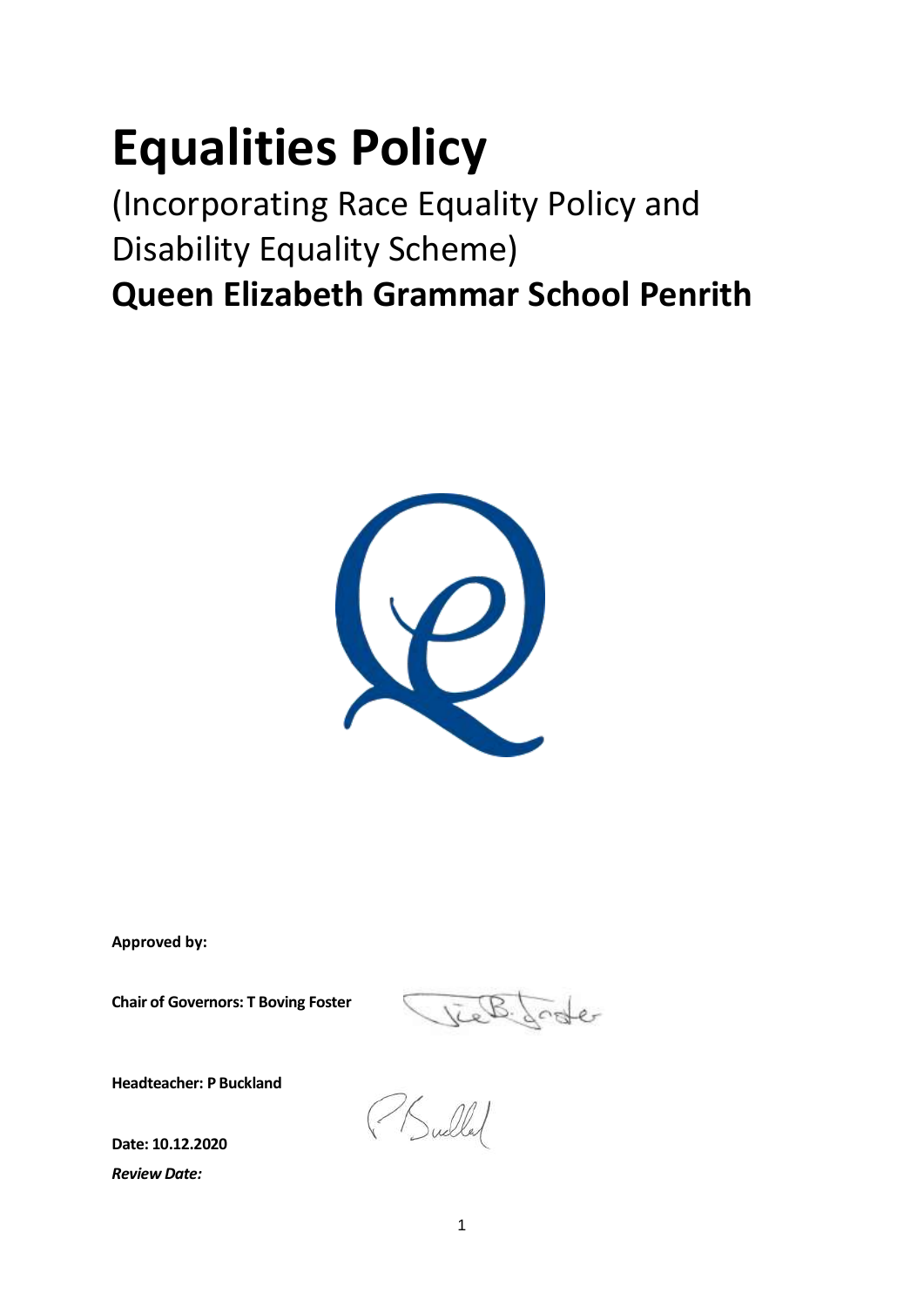# Equalities Policy

(Incorporating Race Equality Policy and Disability Equality Scheme)

## Queen Elizabeth Grammar School Penrith

**Approved by:**

**Chair of Governors: T Boving Foster**

**Headteacher: P Buckland**

**Date: 10.12.2020**

***Review Date:***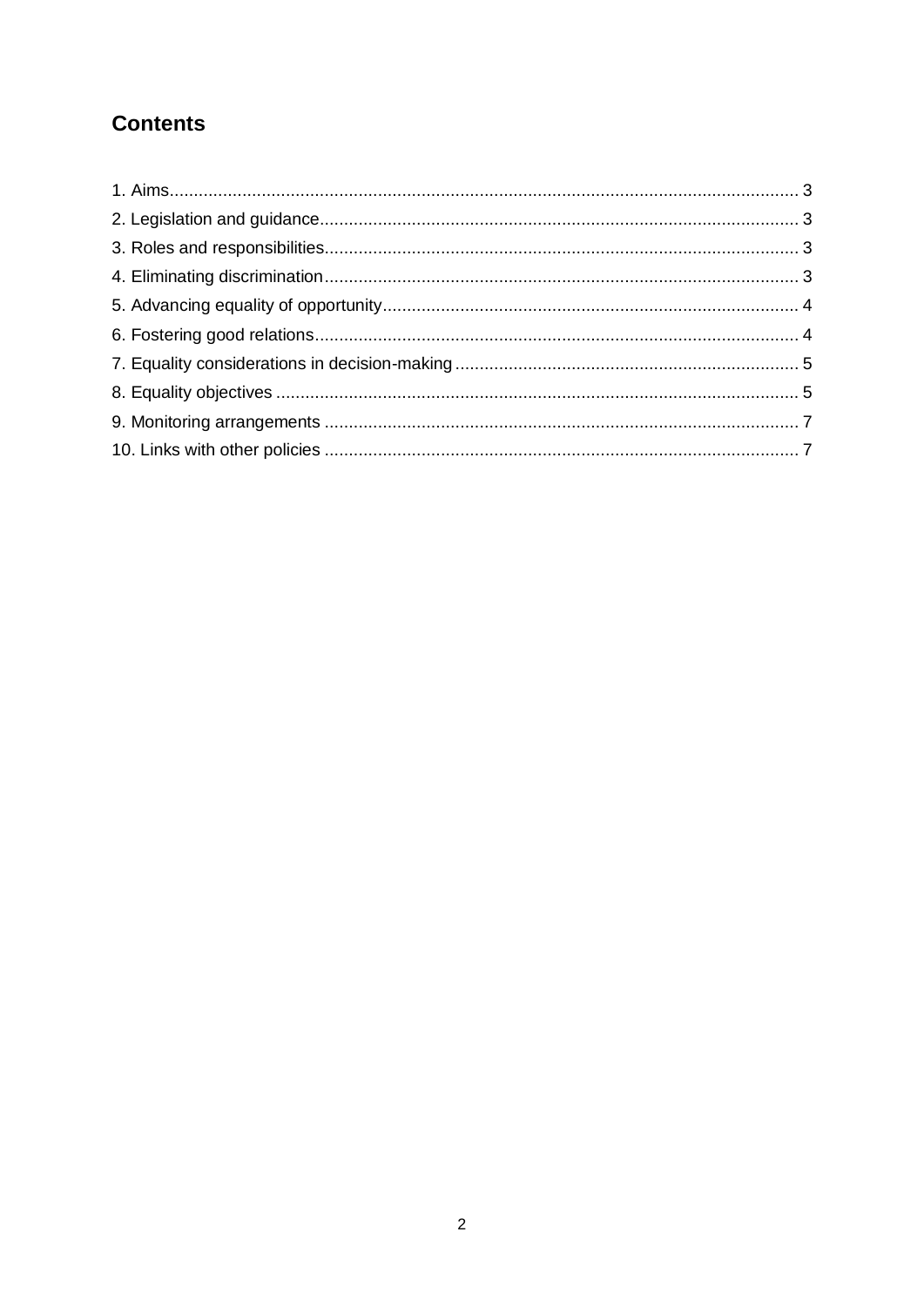## Contents

1. Aims .... 3
2. Legislation and guidance .... 3
3. Roles and responsibilities .... 3
4. Eliminating discrimination .... 3
5. Advancing equality of opportunity .... 4
6. Fostering good relations .... 4
7. Equality considerations in decision-making .... 5
8. Equality objectives .... 5
9. Monitoring arrangements .... 7
10. Links with other policies .... 7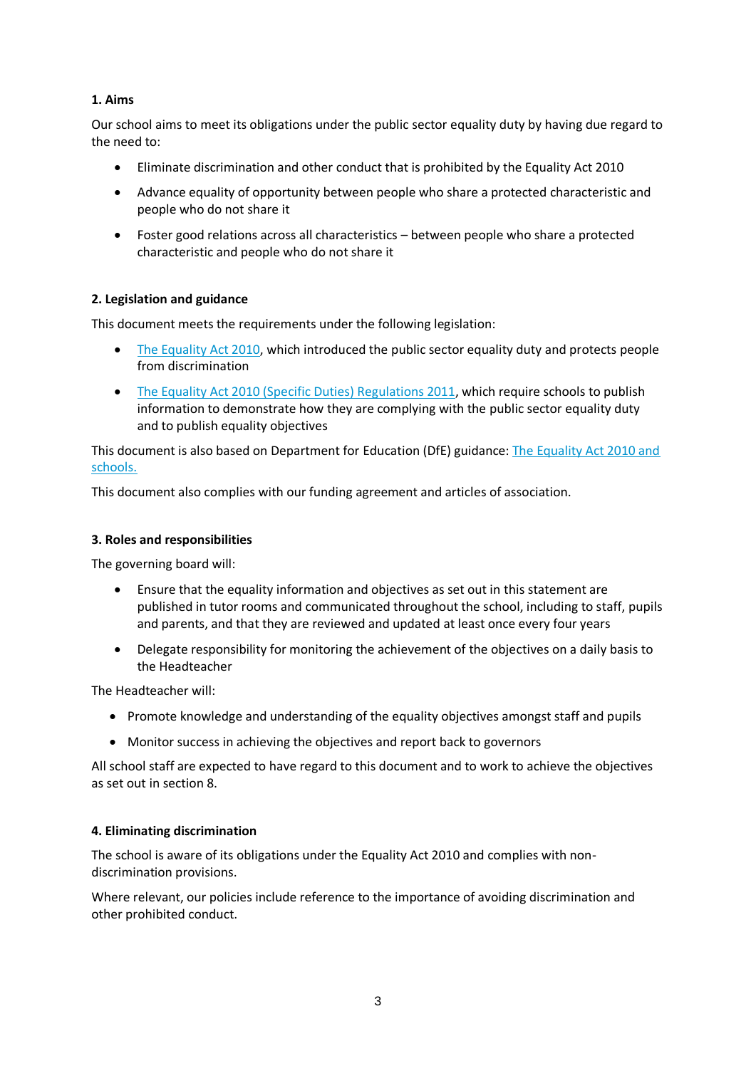## 1. Aims

Our school aims to meet its obligations under the public sector equality duty by having due regard to the need to:

- Eliminate discrimination and other conduct that is prohibited by the Equality Act 2010
- Advance equality of opportunity between people who share a protected characteristic and people who do not share it
- Foster good relations across all characteristics – between people who share a protected characteristic and people who do not share it

## 2. Legislation and guidance

This document meets the requirements under the following legislation:

- The Equality Act 2010, which introduced the public sector equality duty and protects people from discrimination
- The Equality Act 2010 (Specific Duties) Regulations 2011, which require schools to publish information to demonstrate how they are complying with the public sector equality duty and to publish equality objectives

This document is also based on Department for Education (DfE) guidance: The Equality Act 2010 and schools.

This document also complies with our funding agreement and articles of association.

## 3. Roles and responsibilities

The governing board will:

- Ensure that the equality information and objectives as set out in this statement are published in tutor rooms and communicated throughout the school, including to staff, pupils and parents, and that they are reviewed and updated at least once every four years
- Delegate responsibility for monitoring the achievement of the objectives on a daily basis to the Headteacher

The Headteacher will:

- Promote knowledge and understanding of the equality objectives amongst staff and pupils
- Monitor success in achieving the objectives and report back to governors

All school staff are expected to have regard to this document and to work to achieve the objectives as set out in section 8.

## 4. Eliminating discrimination

The school is aware of its obligations under the Equality Act 2010 and complies with non-discrimination provisions.

Where relevant, our policies include reference to the importance of avoiding discrimination and other prohibited conduct.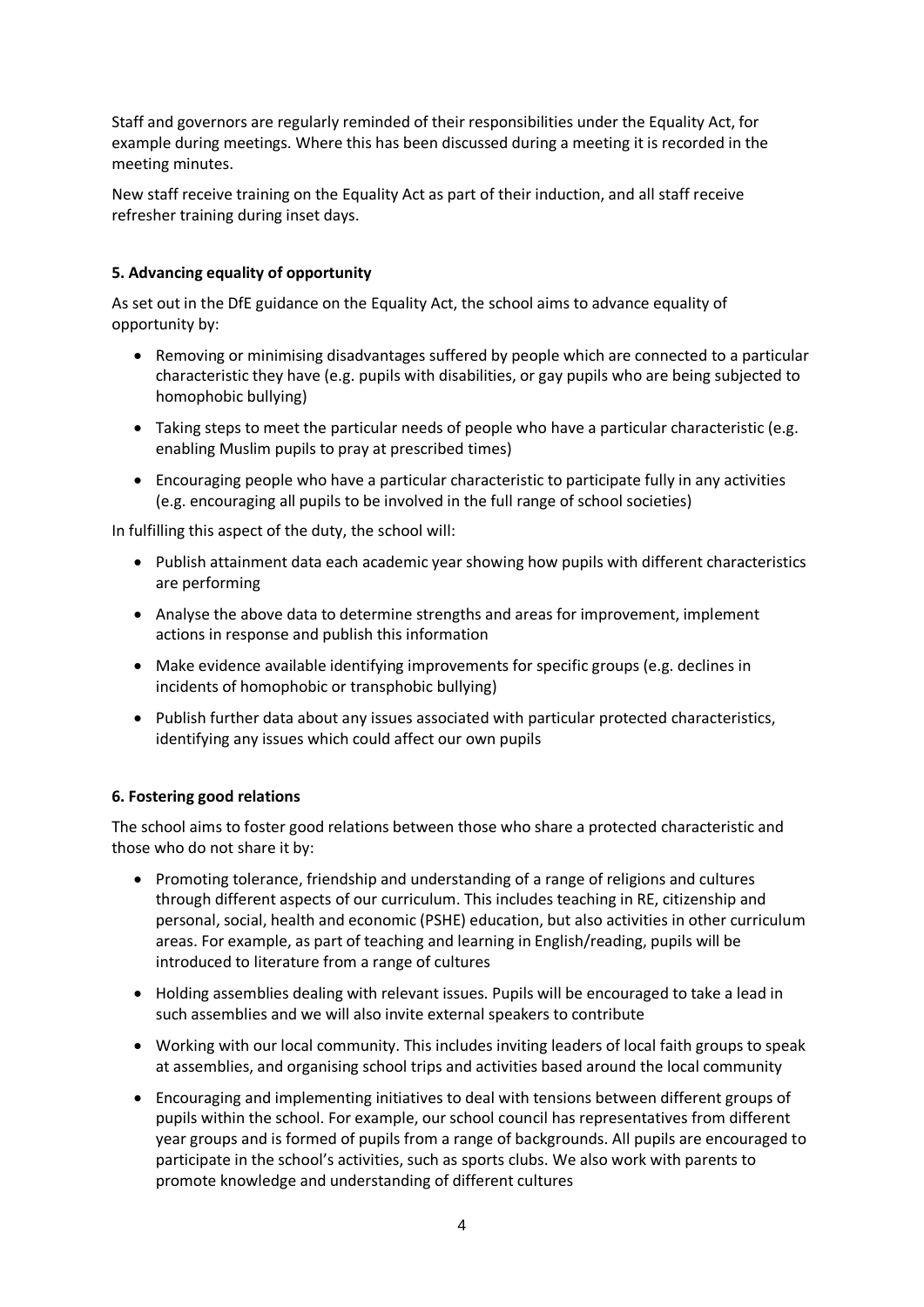Staff and governors are regularly reminded of their responsibilities under the Equality Act, for example during meetings. Where this has been discussed during a meeting it is recorded in the meeting minutes.

New staff receive training on the Equality Act as part of their induction, and all staff receive refresher training during inset days.

**5. Advancing equality of opportunity**

As set out in the DfE guidance on the Equality Act, the school aims to advance equality of opportunity by:

- Removing or minimising disadvantages suffered by people which are connected to a particular characteristic they have (e.g. pupils with disabilities, or gay pupils who are being subjected to homophobic bullying)
- Taking steps to meet the particular needs of people who have a particular characteristic (e.g. enabling Muslim pupils to pray at prescribed times)
- Encouraging people who have a particular characteristic to participate fully in any activities (e.g. encouraging all pupils to be involved in the full range of school societies)

In fulfilling this aspect of the duty, the school will:

- Publish attainment data each academic year showing how pupils with different characteristics are performing
- Analyse the above data to determine strengths and areas for improvement, implement actions in response and publish this information
- Make evidence available identifying improvements for specific groups (e.g. declines in incidents of homophobic or transphobic bullying)
- Publish further data about any issues associated with particular protected characteristics, identifying any issues which could affect our own pupils

**6. Fostering good relations**

The school aims to foster good relations between those who share a protected characteristic and those who do not share it by:

- Promoting tolerance, friendship and understanding of a range of religions and cultures through different aspects of our curriculum. This includes teaching in RE, citizenship and personal, social, health and economic (PSHE) education, but also activities in other curriculum areas. For example, as part of teaching and learning in English/reading, pupils will be introduced to literature from a range of cultures
- Holding assemblies dealing with relevant issues. Pupils will be encouraged to take a lead in such assemblies and we will also invite external speakers to contribute
- Working with our local community. This includes inviting leaders of local faith groups to speak at assemblies, and organising school trips and activities based around the local community
- Encouraging and implementing initiatives to deal with tensions between different groups of pupils within the school. For example, our school council has representatives from different year groups and is formed of pupils from a range of backgrounds. All pupils are encouraged to participate in the school's activities, such as sports clubs. We also work with parents to promote knowledge and understanding of different cultures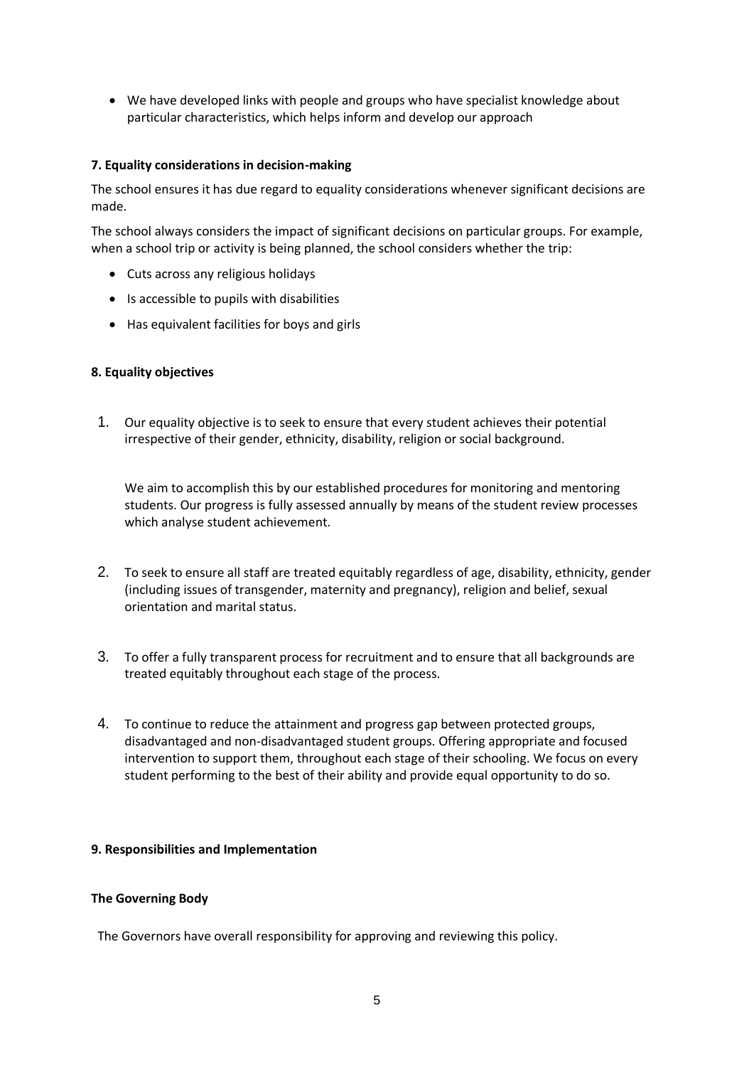- We have developed links with people and groups who have specialist knowledge about particular characteristics, which helps inform and develop our approach

**7. Equality considerations in decision-making**

The school ensures it has due regard to equality considerations whenever significant decisions are made.

The school always considers the impact of significant decisions on particular groups. For example, when a school trip or activity is being planned, the school considers whether the trip:

- Cuts across any religious holidays
- Is accessible to pupils with disabilities
- Has equivalent facilities for boys and girls

**8. Equality objectives**

1. Our equality objective is to seek to ensure that every student achieves their potential irrespective of their gender, ethnicity, disability, religion or social background.

   We aim to accomplish this by our established procedures for monitoring and mentoring students. Our progress is fully assessed annually by means of the student review processes which analyse student achievement.

2. To seek to ensure all staff are treated equitably regardless of age, disability, ethnicity, gender (including issues of transgender, maternity and pregnancy), religion and belief, sexual orientation and marital status.

3. To offer a fully transparent process for recruitment and to ensure that all backgrounds are treated equitably throughout each stage of the process.

4. To continue to reduce the attainment and progress gap between protected groups, disadvantaged and non-disadvantaged student groups. Offering appropriate and focused intervention to support them, throughout each stage of their schooling. We focus on every student performing to the best of their ability and provide equal opportunity to do so.

**9. Responsibilities and Implementation**

**The Governing Body**

The Governors have overall responsibility for approving and reviewing this policy.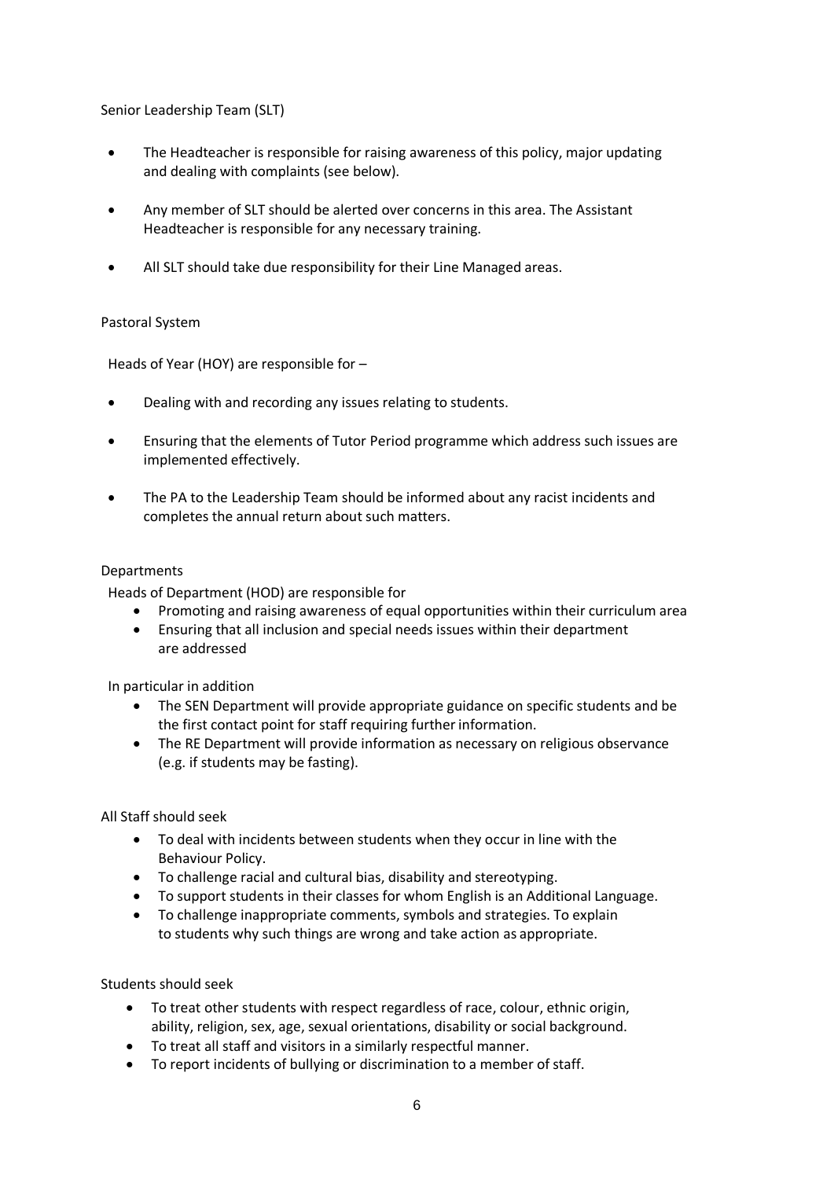Senior Leadership Team (SLT)

- The Headteacher is responsible for raising awareness of this policy, major updating and dealing with complaints (see below).
- Any member of SLT should be alerted over concerns in this area. The Assistant Headteacher is responsible for any necessary training.
- All SLT should take due responsibility for their Line Managed areas.

Pastoral System

Heads of Year (HOY) are responsible for –

- Dealing with and recording any issues relating to students.
- Ensuring that the elements of Tutor Period programme which address such issues are implemented effectively.
- The PA to the Leadership Team should be informed about any racist incidents and completes the annual return about such matters.

Departments

Heads of Department (HOD) are responsible for

- Promoting and raising awareness of equal opportunities within their curriculum area
- Ensuring that all inclusion and special needs issues within their department are addressed

In particular in addition

- The SEN Department will provide appropriate guidance on specific students and be the first contact point for staff requiring further information.
- The RE Department will provide information as necessary on religious observance (e.g. if students may be fasting).

All Staff should seek

- To deal with incidents between students when they occur in line with the Behaviour Policy.
- To challenge racial and cultural bias, disability and stereotyping.
- To support students in their classes for whom English is an Additional Language.
- To challenge inappropriate comments, symbols and strategies. To explain to students why such things are wrong and take action as appropriate.

Students should seek

- To treat other students with respect regardless of race, colour, ethnic origin, ability, religion, sex, age, sexual orientations, disability or social background.
- To treat all staff and visitors in a similarly respectful manner.
- To report incidents of bullying or discrimination to a member of staff.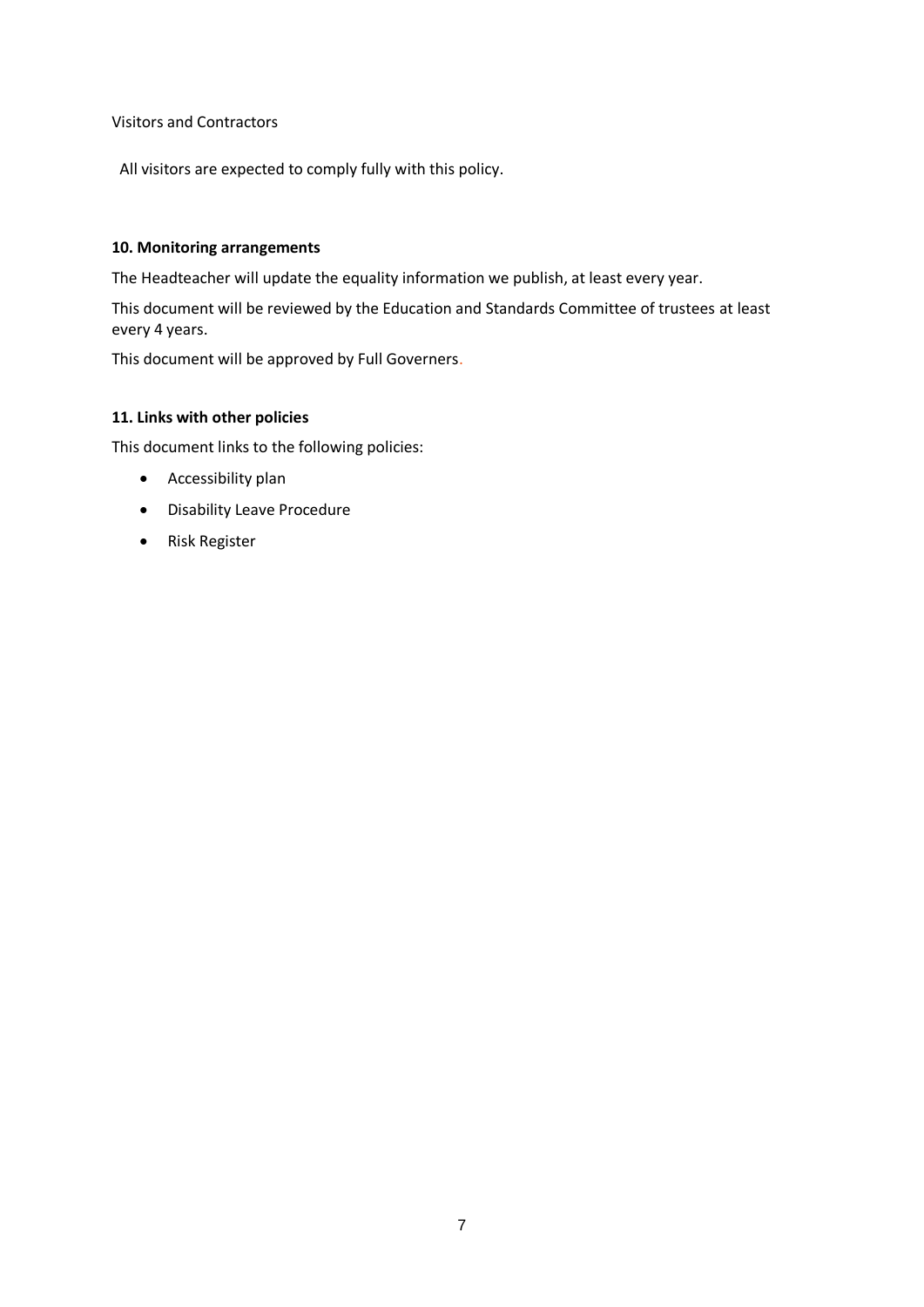Visitors and Contractors

All visitors are expected to comply fully with this policy.

**10. Monitoring arrangements**

The Headteacher will update the equality information we publish, at least every year.

This document will be reviewed by the Education and Standards Committee of trustees at least every 4 years.

This document will be approved by Full Governers.

**11. Links with other policies**

This document links to the following policies:

- Accessibility plan
- Disability Leave Procedure
- Risk Register